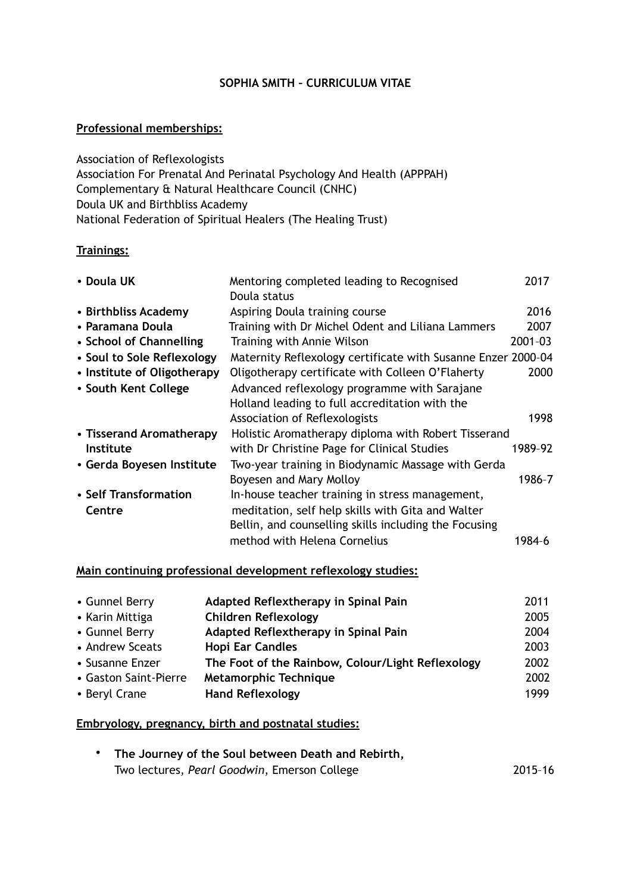**SOPHIA SMITH – CURRICULUM VITAE**

**Professional memberships:**

Association of Reflexologists
Association For Prenatal And Perinatal Psychology And Health (APPPAH)
Complementary & Natural Healthcare Council (CNHC)
Doula UK and Birthbliss Academy
National Federation of Spiritual Healers (The Healing Trust)

**Trainings:**

| | | |
|---|---|---|
| • **Doula UK** | Mentoring completed leading to Recognised Doula status | 2017 |
| • **Birthbliss Academy** | Aspiring Doula training course | 2016 |
| • **Paramana Doula** | Training with Dr Michel Odent and Liliana Lammers | 2007 |
| • **School of Channelling** | Training with Annie Wilson | 2001–03 |
| • **Soul to Sole Reflexology** | Maternity Reflexology certificate with Susanne Enzer | 2000–04 |
| • **Institute of Oligotherapy** | Oligotherapy certificate with Colleen O'Flaherty | 2000 |
| • **South Kent College** | Advanced reflexology programme with Sarajane Holland leading to full accreditation with the Association of Reflexologists | 1998 |
| • **Tisserand Aromatherapy Institute** | Holistic Aromatherapy diploma with Robert Tisserand with Dr Christine Page for Clinical Studies | 1989–92 |
| • **Gerda Boyesen Institute** | Two-year training in Biodynamic Massage with Gerda Boyesen and Mary Molloy | 1986–7 |
| • **Self Transformation Centre** | In-house teacher training in stress management, meditation, self help skills with Gita and Walter Bellin, and counselling skills including the Focusing method with Helena Cornelius | 1984–6 |

**Main continuing professional development reflexology studies:**

| | | |
|---|---|---|
| • Gunnel Berry | **Adapted Reflextherapy in Spinal Pain** | 2011 |
| • Karin Mittiga | **Children Reflexology** | 2005 |
| • Gunnel Berry | **Adapted Reflextherapy in Spinal Pain** | 2004 |
| • Andrew Sceats | **Hopi Ear Candles** | 2003 |
| • Susanne Enzer | **The Foot of the Rainbow, Colour/Light Reflexology** | 2002 |
| • Gaston Saint-Pierre | **Metamorphic Technique** | 2002 |
| • Beryl Crane | **Hand Reflexology** | 1999 |

**Embryology, pregnancy, birth and postnatal studies:**

- **The Journey of the Soul between Death and Rebirth,**
  Two lectures, *Pearl Goodwin*, Emerson College — 2015–16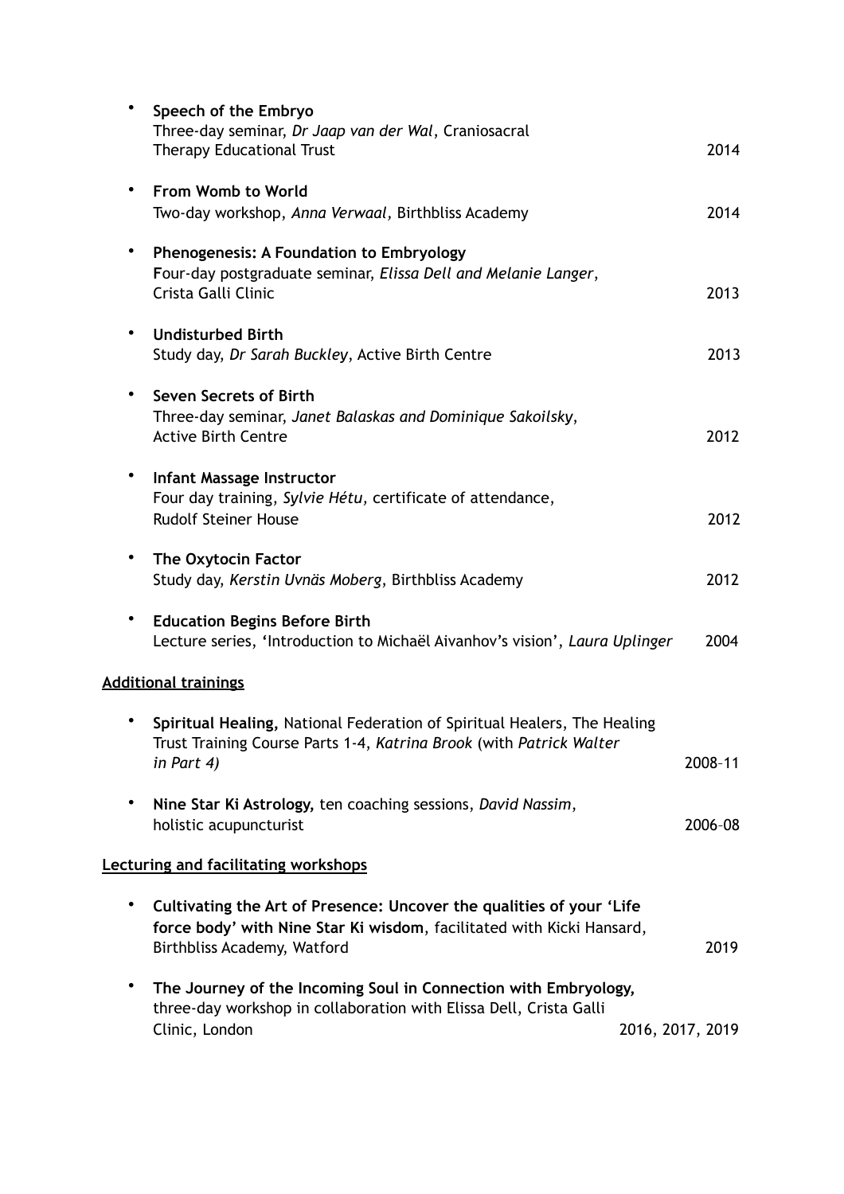- **Speech of the Embryo**
  Three-day seminar, *Dr Jaap van der Wal*, Craniosacral Therapy Educational Trust 2014

- **From Womb to World**
  Two-day workshop, *Anna Verwaal,* Birthbliss Academy 2014

- **Phenogenesis: A Foundation to Embryology**
  **F**our-day postgraduate seminar, *Elissa Dell and Melanie Langer*, Crista Galli Clinic 2013

- **Undisturbed Birth**
  Study day, *Dr Sarah Buckley*, Active Birth Centre 2013

- **Seven Secrets of Birth**
  Three-day seminar, *Janet Balaskas and Dominique Sakoilsky*, Active Birth Centre 2012

- **Infant Massage Instructor**
  Four day training, *Sylvie Hétu,* certificate of attendance, Rudolf Steiner House 2012

- **The Oxytocin Factor**
  Study day, *Kerstin Uvnäs Moberg*, Birthbliss Academy 2012

- **Education Begins Before Birth**
  Lecture series, **'**Introduction to Michaël Aivanhov's vision', *Laura Uplinger* 2004

<u>Additional trainings</u>

- **Spiritual Healing,** National Federation of Spiritual Healers, The Healing Trust Training Course Parts 1-4, *Katrina Brook* (with *Patrick Walter in Part 4)* 2008–11

- **Nine Star Ki Astrology,** ten coaching sessions, *David Nassim*, holistic acupuncturist 2006–08

<u>Lecturing and facilitating workshops</u>

- **Cultivating the Art of Presence: Uncover the qualities of your 'Life force body' with Nine Star Ki wisdom**, facilitated with Kicki Hansard, Birthbliss Academy, Watford 2019

- **The Journey of the Incoming Soul in Connection with Embryology,** three-day workshop in collaboration with Elissa Dell, Crista Galli Clinic, London 2016, 2017, 2019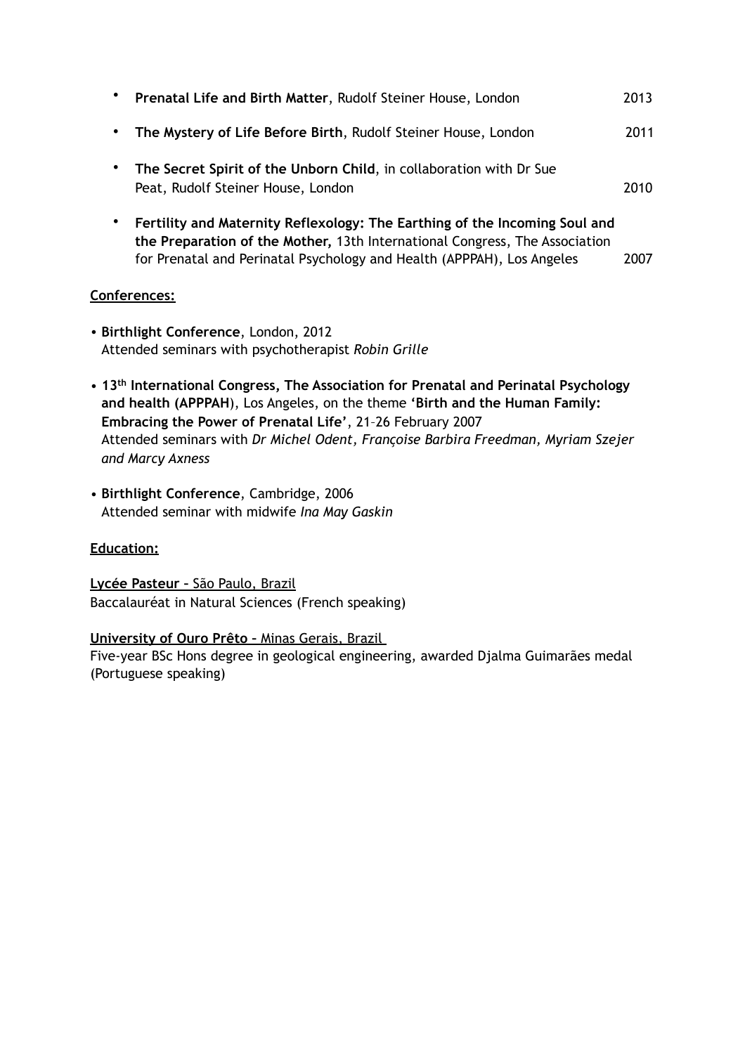- **Prenatal Life and Birth Matter**, Rudolf Steiner House, London 2013
- **The Mystery of Life Before Birth**, Rudolf Steiner House, London 2011
- **The Secret Spirit of the Unborn Child**, in collaboration with Dr Sue Peat, Rudolf Steiner House, London 2010
- **Fertility and Maternity Reflexology: The Earthing of the Incoming Soul and the Preparation of the Mother,** 13th International Congress, The Association for Prenatal and Perinatal Psychology and Health (APPPAH), Los Angeles 2007

<u>**Conferences:**</u>

- **Birthlight Conference**, London, 2012
  Attended seminars with psychotherapist *Robin Grille*
- **13th International Congress, The Association for Prenatal and Perinatal Psychology and health (APPPAH**), Los Angeles, on the theme **'Birth and the Human Family: Embracing the Power of Prenatal Life'**, 21–26 February 2007
  Attended seminars with *Dr Michel Odent, Françoise Barbira Freedman, Myriam Szejer and Marcy Axness*
- **Birthlight Conference**, Cambridge, 2006
  Attended seminar with midwife *Ina May Gaskin*

<u>**Education:**</u>

<u>**Lycée Pasteur** – São Paulo, Brazil</u>
Baccalauréat in Natural Sciences (French speaking)

<u>**University of Ouro Prêto** – Minas Gerais, Brazil</u>
Five-year BSc Hons degree in geological engineering, awarded Djalma Guimarães medal (Portuguese speaking)